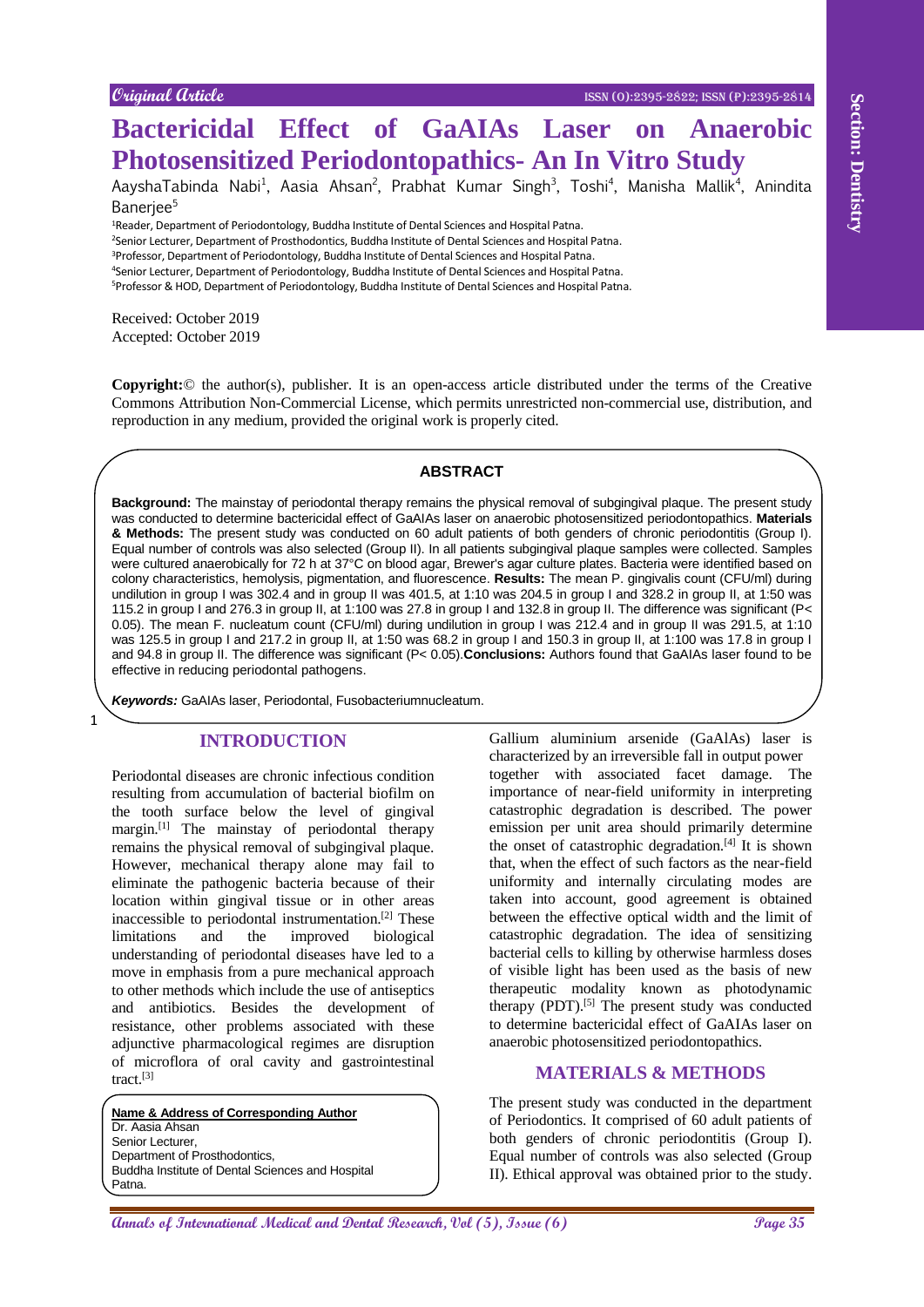Original Article

ISSN (O):2395-2822; ISSN (P):2395-2814

# Bactericidal Effect of GaAIAs Laser on Anaerobic Photosensitized Periodontopathics- An In Vitro Study

AayshaTabinda Nabi[1], Aasia Ahsan[2], Prabhat Kumar Singh[3], Toshi[4], Manisha Mallik[4], Anindita Banerjee[5]

[1]Reader, Department of Periodontology, Buddha Institute of Dental Sciences and Hospital Patna.
[2]Senior Lecturer, Department of Prosthodontics, Buddha Institute of Dental Sciences and Hospital Patna.
[3]Professor, Department of Periodontology, Buddha Institute of Dental Sciences and Hospital Patna.
[4]Senior Lecturer, Department of Periodontology, Buddha Institute of Dental Sciences and Hospital Patna.
[5]Professor & HOD, Department of Periodontology, Buddha Institute of Dental Sciences and Hospital Patna.

Received: October 2019
Accepted: October 2019

**Copyright:**© the author(s), publisher. It is an open-access article distributed under the terms of the Creative Commons Attribution Non-Commercial License, which permits unrestricted non-commercial use, distribution, and reproduction in any medium, provided the original work is properly cited.

## ABSTRACT

**Background:** The mainstay of periodontal therapy remains the physical removal of subgingival plaque. The present study was conducted to determine bactericidal effect of GaAIAs laser on anaerobic photosensitized periodontopathics. **Materials & Methods:** The present study was conducted on 60 adult patients of both genders of chronic periodontitis (Group I). Equal number of controls was also selected (Group II). In all patients subgingival plaque samples were collected. Samples were cultured anaerobically for 72 h at 37°C on blood agar, Brewer's agar culture plates. Bacteria were identified based on colony characteristics, hemolysis, pigmentation, and fluorescence. **Results:** The mean P. gingivalis count (CFU/ml) during undilution in group I was 302.4 and in group II was 401.5, at 1:10 was 204.5 in group I and 328.2 in group II, at 1:50 was 115.2 in group I and 276.3 in group II, at 1:100 was 27.8 in group I and 132.8 in group II. The difference was significant ($P< 0.05$). The mean F. nucleatum count (CFU/ml) during undilution in group I was 212.4 and in group II was 291.5, at 1:10 was 125.5 in group I and 217.2 in group II, at 1:50 was 68.2 in group I and 150.3 in group II, at 1:100 was 17.8 in group I and 94.8 in group II. The difference was significant ($P< 0.05$).**Conclusions:** Authors found that GaAIAs laser found to be effective in reducing periodontal pathogens.

***Keywords:*** GaAIAs laser, Periodontal, Fusobacteriumnucleatum.

## INTRODUCTION

Periodontal diseases are chronic infectious condition resulting from accumulation of bacterial biofilm on the tooth surface below the level of gingival margin.[1] The mainstay of periodontal therapy remains the physical removal of subgingival plaque. However, mechanical therapy alone may fail to eliminate the pathogenic bacteria because of their location within gingival tissue or in other areas inaccessible to periodontal instrumentation.[2] These limitations and the improved biological understanding of periodontal diseases have led to a move in emphasis from a pure mechanical approach to other methods which include the use of antiseptics and antibiotics. Besides the development of resistance, other problems associated with these adjunctive pharmacological regimes are disruption of microflora of oral cavity and gastrointestinal tract.[3]

**Name & Address of Corresponding Author**
Dr. Aasia Ahsan
Senior Lecturer,
Department of Prosthodontics,
Buddha Institute of Dental Sciences and Hospital Patna.

Gallium aluminium arsenide (GaAlAs) laser is characterized by an irreversible fall in output power together with associated facet damage. The importance of near-field uniformity in interpreting catastrophic degradation is described. The power emission per unit area should primarily determine the onset of catastrophic degradation.[4] It is shown that, when the effect of such factors as the near-field uniformity and internally circulating modes are taken into account, good agreement is obtained between the effective optical width and the limit of catastrophic degradation. The idea of sensitizing bacterial cells to killing by otherwise harmless doses of visible light has been used as the basis of new therapeutic modality known as photodynamic therapy (PDT).[5] The present study was conducted to determine bactericidal effect of GaAIAs laser on anaerobic photosensitized periodontopathics.

## MATERIALS & METHODS

The present study was conducted in the department of Periodontics. It comprised of 60 adult patients of both genders of chronic periodontitis (Group I). Equal number of controls was also selected (Group II). Ethical approval was obtained prior to the study.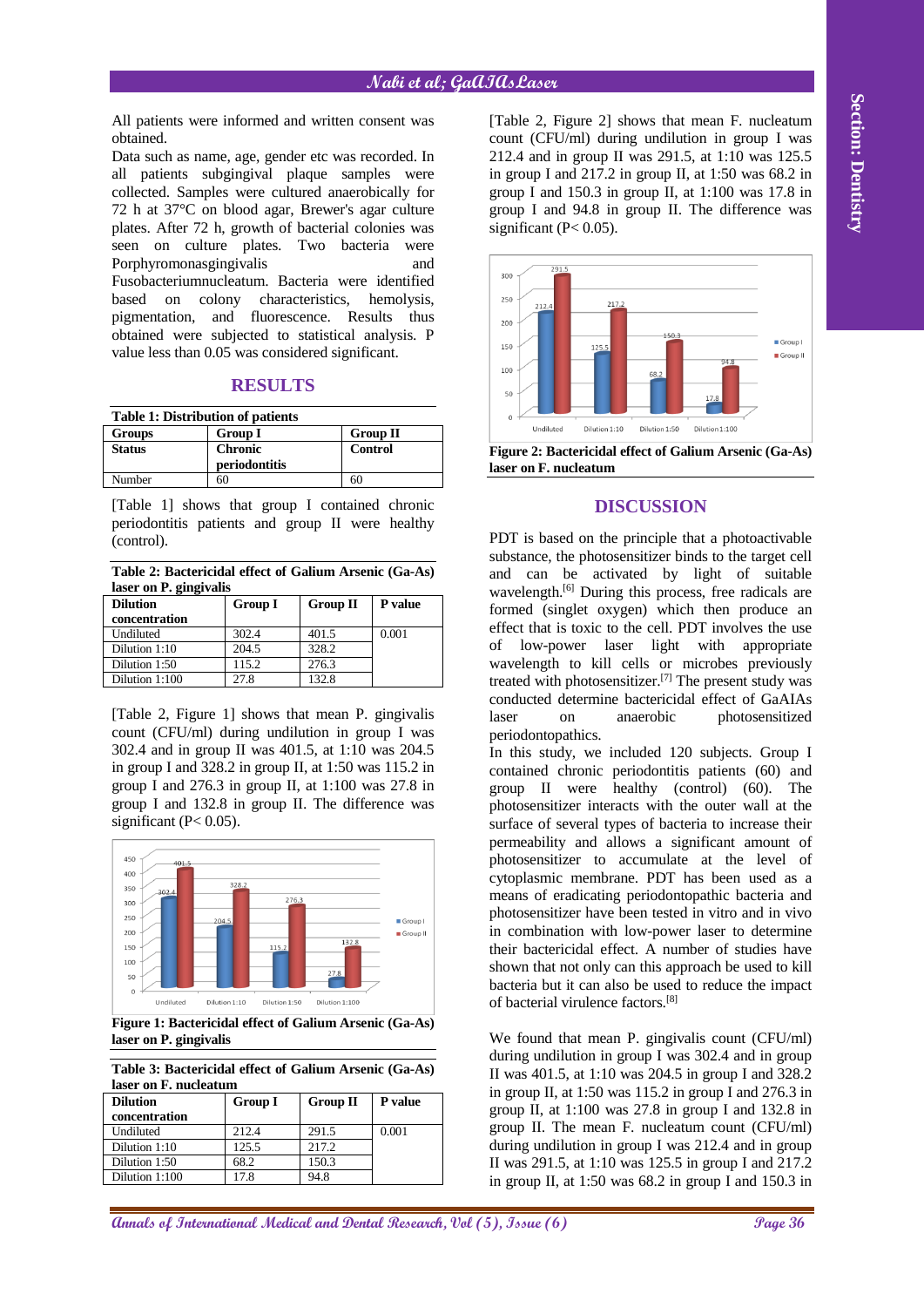All patients were informed and written consent was obtained.

Data such as name, age, gender etc was recorded. In all patients subgingival plaque samples were collected. Samples were cultured anaerobically for 72 h at 37°C on blood agar, Brewer's agar culture plates. After 72 h, growth of bacterial colonies was seen on culture plates. Two bacteria were Porphyromonasgingivalis and Fusobacteriumnucleatum. Bacteria were identified based on colony characteristics, hemolysis, pigmentation, and fluorescence. Results thus obtained were subjected to statistical analysis. P value less than 0.05 was considered significant.

## RESULTS

**Table 1: Distribution of patients**

| Groups | Group I | Group II |
|---|---|---|
| **Status** | **Chronic periodontitis** | **Control** |
| Number | 60 | 60 |

[Table 1] shows that group I contained chronic periodontitis patients and group II were healthy (control).

**Table 2: Bactericidal effect of Galium Arsenic (Ga-As) laser on P. gingivalis**

| Dilution concentration | Group I | Group II | P value |
|---|---|---|---|
| Undiluted | 302.4 | 401.5 | 0.001 |
| Dilution 1:10 | 204.5 | 328.2 | |
| Dilution 1:50 | 115.2 | 276.3 | |
| Dilution 1:100 | 27.8 | 132.8 | |

[Table 2, Figure 1] shows that mean P. gingivalis count (CFU/ml) during undilution in group I was 302.4 and in group II was 401.5, at 1:10 was 204.5 in group I and 328.2 in group II, at 1:50 was 115.2 in group I and 276.3 in group II, at 1:100 was 27.8 in group I and 132.8 in group II. The difference was significant (P< 0.05).

**Figure 1: Bactericidal effect of Galium Arsenic (Ga-As) laser on P. gingivalis**

**Table 3: Bactericidal effect of Galium Arsenic (Ga-As) laser on F. nucleatum**

| Dilution concentration | Group I | Group II | P value |
|---|---|---|---|
| Undiluted | 212.4 | 291.5 | 0.001 |
| Dilution 1:10 | 125.5 | 217.2 | |
| Dilution 1:50 | 68.2 | 150.3 | |
| Dilution 1:100 | 17.8 | 94.8 | |

[Table 2, Figure 2] shows that mean F. nucleatum count (CFU/ml) during undilution in group I was 212.4 and in group II was 291.5, at 1:10 was 125.5 in group I and 217.2 in group II, at 1:50 was 68.2 in group I and 150.3 in group II, at 1:100 was 17.8 in group I and 94.8 in group II. The difference was significant (P< 0.05).

**Figure 2: Bactericidal effect of Galium Arsenic (Ga-As) laser on F. nucleatum**

## DISCUSSION

PDT is based on the principle that a photoactivable substance, the photosensitizer binds to the target cell and can be activated by light of suitable wavelength.[6] During this process, free radicals are formed (singlet oxygen) which then produce an effect that is toxic to the cell. PDT involves the use of low-power laser light with appropriate wavelength to kill cells or microbes previously treated with photosensitizer.[7] The present study was conducted determine bactericidal effect of GaAIAs laser on anaerobic photosensitized periodontopathics.

In this study, we included 120 subjects. Group I contained chronic periodontitis patients (60) and group II were healthy (control) (60). The photosensitizer interacts with the outer wall at the surface of several types of bacteria to increase their permeability and allows a significant amount of photosensitizer to accumulate at the level of cytoplasmic membrane. PDT has been used as a means of eradicating periodontopathic bacteria and photosensitizer have been tested in vitro and in vivo in combination with low-power laser to determine their bactericidal effect. A number of studies have shown that not only can this approach be used to kill bacteria but it can also be used to reduce the impact of bacterial virulence factors.[8]

We found that mean P. gingivalis count (CFU/ml) during undilution in group I was 302.4 and in group II was 401.5, at 1:10 was 204.5 in group I and 328.2 in group II, at 1:50 was 115.2 in group I and 276.3 in group II, at 1:100 was 27.8 in group I and 132.8 in group II. The mean F. nucleatum count (CFU/ml) during undilution in group I was 212.4 and in group II was 291.5, at 1:10 was 125.5 in group I and 217.2 in group II, at 1:50 was 68.2 in group I and 150.3 in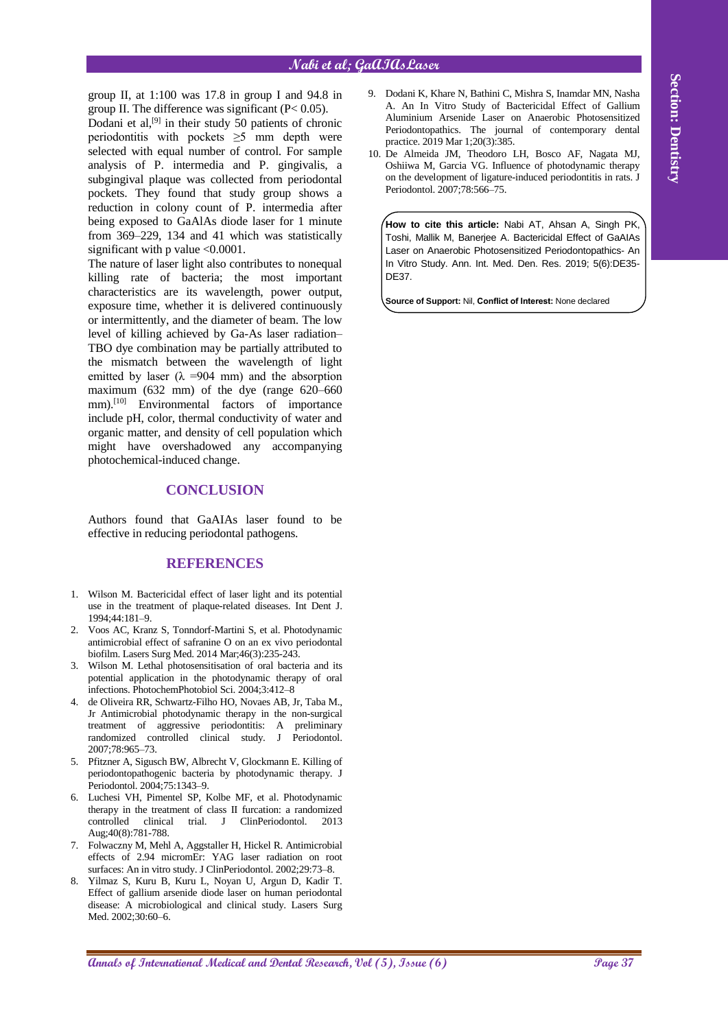group II, at 1:100 was 17.8 in group I and 94.8 in group II. The difference was significant ($P < 0.05$).

Dodani et al,[9] in their study 50 patients of chronic periodontitis with pockets ≥5 mm depth were selected with equal number of control. For sample analysis of P. intermedia and P. gingivalis, a subgingival plaque was collected from periodontal pockets. They found that study group shows a reduction in colony count of P. intermedia after being exposed to GaAlAs diode laser for 1 minute from 369–229, 134 and 41 which was statistically significant with p value <0.0001.

The nature of laser light also contributes to nonequal killing rate of bacteria; the most important characteristics are its wavelength, power output, exposure time, whether it is delivered continuously or intermittently, and the diameter of beam. The low level of killing achieved by Ga-As laser radiation–TBO dye combination may be partially attributed to the mismatch between the wavelength of light emitted by laser ($\lambda$ =904 mm) and the absorption maximum (632 mm) of the dye (range 620–660 mm).[10] Environmental factors of importance include pH, color, thermal conductivity of water and organic matter, and density of cell population which might have overshadowed any accompanying photochemical-induced change.

## CONCLUSION

Authors found that GaAIAs laser found to be effective in reducing periodontal pathogens.

## REFERENCES

1. Wilson M. Bactericidal effect of laser light and its potential use in the treatment of plaque-related diseases. Int Dent J. 1994;44:181–9.
2. Voos AC, Kranz S, Tonndorf-Martini S, et al. Photodynamic antimicrobial effect of safranine O on an ex vivo periodontal biofilm. Lasers Surg Med. 2014 Mar;46(3):235-243.
3. Wilson M. Lethal photosensitisation of oral bacteria and its potential application in the photodynamic therapy of oral infections. PhotochemPhotobiol Sci. 2004;3:412–8
4. de Oliveira RR, Schwartz-Filho HO, Novaes AB, Jr, Taba M., Jr Antimicrobial photodynamic therapy in the non-surgical treatment of aggressive periodontitis: A preliminary randomized controlled clinical study. J Periodontol. 2007;78:965–73.
5. Pfitzner A, Sigusch BW, Albrecht V, Glockmann E. Killing of periodontopathogenic bacteria by photodynamic therapy. J Periodontol. 2004;75:1343–9.
6. Luchesi VH, Pimentel SP, Kolbe MF, et al. Photodynamic therapy in the treatment of class II furcation: a randomized controlled clinical trial. J ClinPeriodontol. 2013 Aug;40(8):781-788.
7. Folwaczny M, Mehl A, Aggstaller H, Hickel R. Antimicrobial effects of 2.94 micromEr: YAG laser radiation on root surfaces: An in vitro study. J ClinPeriodontol. 2002;29:73–8.
8. Yilmaz S, Kuru B, Kuru L, Noyan U, Argun D, Kadir T. Effect of gallium arsenide diode laser on human periodontal disease: A microbiological and clinical study. Lasers Surg Med. 2002;30:60–6.
9. Dodani K, Khare N, Bathini C, Mishra S, Inamdar MN, Nasha A. An In Vitro Study of Bactericidal Effect of Gallium Aluminium Arsenide Laser on Anaerobic Photosensitized Periodontopathics. The journal of contemporary dental practice. 2019 Mar 1;20(3):385.
10. De Almeida JM, Theodoro LH, Bosco AF, Nagata MJ, Oshiiwa M, Garcia VG. Influence of photodynamic therapy on the development of ligature-induced periodontitis in rats. J Periodontol. 2007;78:566–75.

**How to cite this article:** Nabi AT, Ahsan A, Singh PK, Toshi, Mallik M, Banerjee A. Bactericidal Effect of GaAIAs Laser on Anaerobic Photosensitized Periodontopathics- An In Vitro Study. Ann. Int. Med. Den. Res. 2019; 5(6):DE35-DE37.

**Source of Support:** Nil, **Conflict of Interest:** None declared